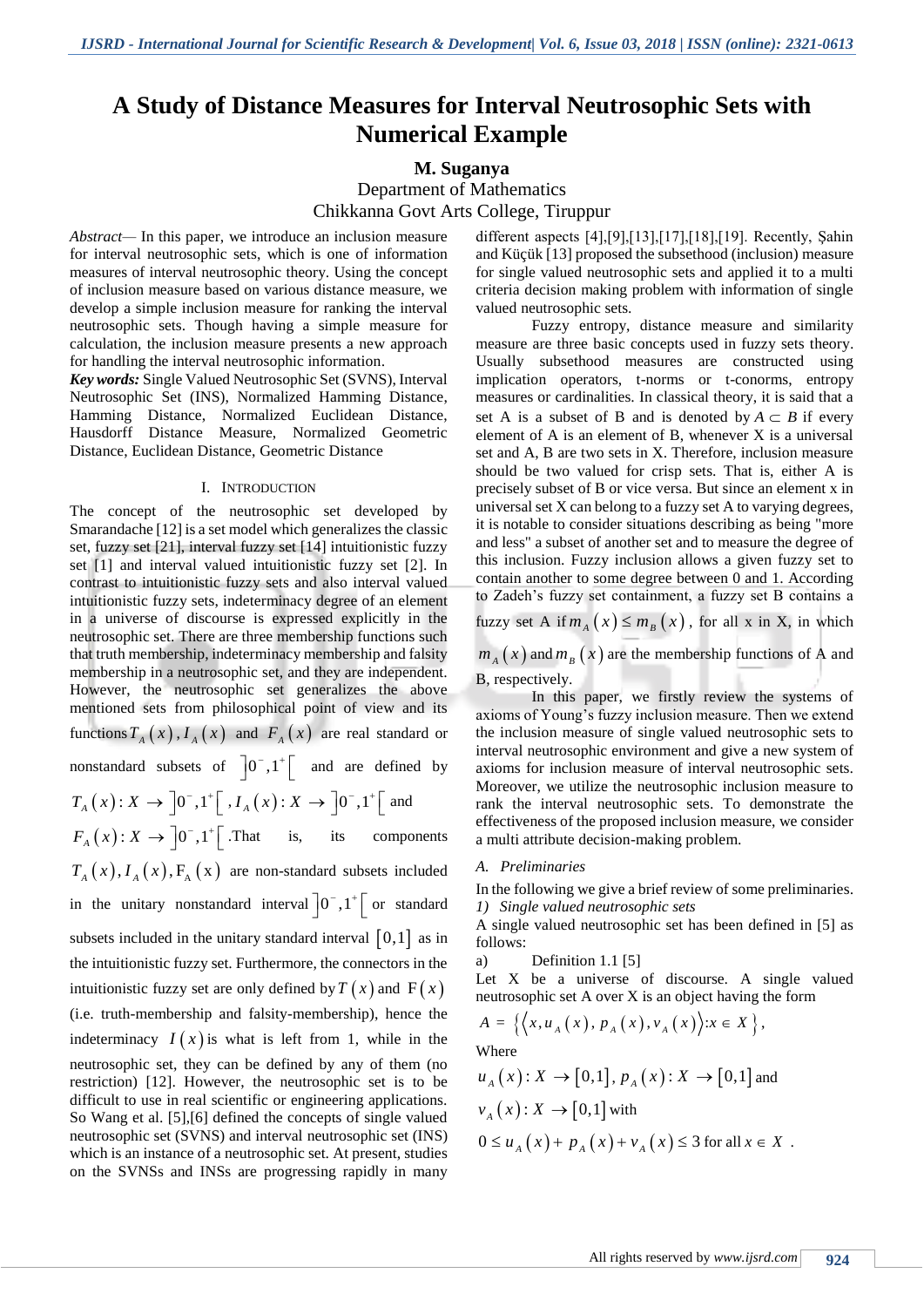# A Study of Distance Measures for Interval Neutrosophic Sets with Numerical Example

**M. Suganya**

Department of Mathematics

Chikkanna Govt Arts College, Tiruppur

*Abstract*— In this paper, we introduce an inclusion measure for interval neutrosophic sets, which is one of information measures of interval neutrosophic theory. Using the concept of inclusion measure based on various distance measure, we develop a simple inclusion measure for ranking the interval neutrosophic sets. Though having a simple measure for calculation, the inclusion measure presents a new approach for handling the interval neutrosophic information.

***Key words:*** Single Valued Neutrosophic Set (SVNS), Interval Neutrosophic Set (INS), Normalized Hamming Distance, Hamming Distance, Normalized Euclidean Distance, Hausdorff Distance Measure, Normalized Geometric Distance, Euclidean Distance, Geometric Distance

## I. Introduction

The concept of the neutrosophic set developed by Smarandache [12] is a set model which generalizes the classic set, fuzzy set [21], interval fuzzy set [14] intuitionistic fuzzy set [1] and interval valued intuitionistic fuzzy set [2]. In contrast to intuitionistic fuzzy sets and also interval valued intuitionistic fuzzy sets, indeterminacy degree of an element in a universe of discourse is expressed explicitly in the neutrosophic set. There are three membership functions such that truth membership, indeterminacy membership and falsity membership in a neutrosophic set, and they are independent. However, the neutrosophic set generalizes the above mentioned sets from philosophical point of view and its functions $T_A(x), I_A(x)$ and $F_A(x)$ are real standard or nonstandard subsets of $]0^-,1^+[$ and are defined by $T_A(x): X \to ]0^-,1^+[$ , $I_A(x): X \to ]0^-,1^+[$ and $F_A(x): X \to ]0^-,1^+[$ .That is, its components $T_A(x), I_A(x), \mathrm{F_A}(\mathrm{x})$ are non-standard subsets included in the unitary nonstandard interval $]0^-,1^+[$ or standard subsets included in the unitary standard interval $[0,1]$ as in the intuitionistic fuzzy set. Furthermore, the connectors in the intuitionistic fuzzy set are only defined by $T(x)$ and $\mathrm{F}(x)$ (i.e. truth-membership and falsity-membership), hence the indeterminacy $I(x)$ is what is left from 1, while in the neutrosophic set, they can be defined by any of them (no restriction) [12]. However, the neutrosophic set is to be difficult to use in real scientific or engineering applications. So Wang et al. [5],[6] defined the concepts of single valued neutrosophic set (SVNS) and interval neutrosophic set (INS) which is an instance of a neutrosophic set. At present, studies on the SVNSs and INSs are progressing rapidly in many different aspects [4],[9],[13],[17],[18],[19]. Recently, Şahin and Küçük [13] proposed the subsethood (inclusion) measure for single valued neutrosophic sets and applied it to a multi criteria decision making problem with information of single valued neutrosophic sets.

Fuzzy entropy, distance measure and similarity measure are three basic concepts used in fuzzy sets theory. Usually subsethood measures are constructed using implication operators, t-norms or t-conorms, entropy measures or cardinalities. In classical theory, it is said that a set A is a subset of B and is denoted by $A \subset B$ if every element of A is an element of B, whenever X is a universal set and A, B are two sets in X. Therefore, inclusion measure should be two valued for crisp sets. That is, either A is precisely subset of B or vice versa. But since an element x in universal set X can belong to a fuzzy set A to varying degrees, it is notable to consider situations describing as being "more and less" a subset of another set and to measure the degree of this inclusion. Fuzzy inclusion allows a given fuzzy set to contain another to some degree between 0 and 1. According to Zadeh's fuzzy set containment, a fuzzy set B contains a fuzzy set A if $m_A(x) \le m_B(x)$, for all x in X, in which $m_A(x)$ and $m_B(x)$ are the membership functions of A and B, respectively.

In this paper, we firstly review the systems of axioms of Young's fuzzy inclusion measure. Then we extend the inclusion measure of single valued neutrosophic sets to interval neutrosophic environment and give a new system of axioms for inclusion measure of interval neutrosophic sets. Moreover, we utilize the neutrosophic inclusion measure to rank the interval neutrosophic sets. To demonstrate the effectiveness of the proposed inclusion measure, we consider a multi attribute decision-making problem.

### A. Preliminaries

In the following we give a brief review of some preliminaries.

#### 1) Single valued neutrosophic sets

A single valued neutrosophic set has been defined in [5] as follows:

a) Definition 1.1 [5]

Let X be a universe of discourse. A single valued neutrosophic set A over X is an object having the form

$$A = \{\langle x, u_A(x), p_A(x), v_A(x)\rangle : x \in X\},$$

Where

$u_A(x): X \to [0,1]$, $p_A(x): X \to [0,1]$ and $v_A(x): X \to [0,1]$ with

$0 \le u_A(x) + p_A(x) + v_A(x) \le 3$ for all $x \in X$ .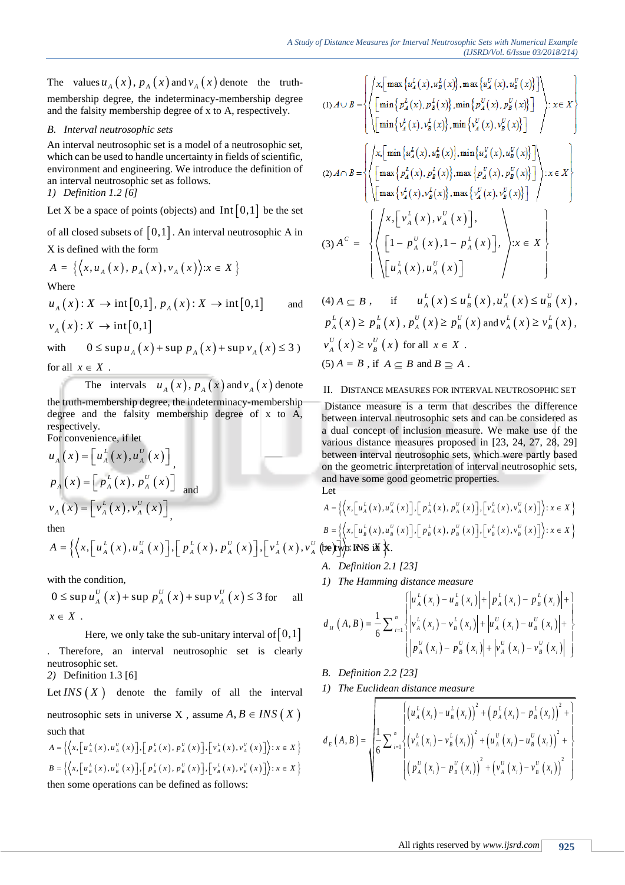The values $u_A(x)$, $p_A(x)$ and $v_A(x)$ denote the truth-membership degree, the indeterminacy-membership degree and the falsity membership degree of x to A, respectively.

### B. *Interval neutrosophic sets*

An interval neutrosophic set is a model of a neutrosophic set, which can be used to handle uncertainty in fields of scientific, environment and engineering. We introduce the definition of an interval neutrosophic set as follows.

*1) Definition 1.2 [6]*

Let X be a space of points (objects) and $\text{Int}[0,1]$ be the set of all closed subsets of $[0,1]$. An interval neutrosophic A in X is defined with the form

$$A = \{\langle x, u_A(x), p_A(x), v_A(x)\rangle : x \in X\}$$

Where

$u_A(x): X \to \text{int}[0,1]$, $p_A(x): X \to \text{int}[0,1]$ and $v_A(x): X \to \text{int}[0,1]$

with $0 \le \sup u_A(x) + \sup p_A(x) + \sup v_A(x) \le 3$)

for all $x \in X$.

The intervals $u_A(x)$, $p_A(x)$ and $v_A(x)$ denote the truth-membership degree, the indeterminacy-membership degree and the falsity membership degree of x to A, respectively.

For convenience, if let

$u_A(x) = [u_A^L(x), u_A^U(x)]$,

$p_A(x) = [p_A^L(x), p_A^U(x)]$ and

$v_A(x) = [v_A^L(x), v_A^U(x)]$,

then

$$A = \{\langle x, [u_A^L(x), u_A^U(x)], [p_A^L(x), p_A^U(x)], [v_A^L(x), v_A^U(x)]\rangle : x \in X\}$$

with the condition,

$0 \le \sup u_A^U(x) + \sup p_A^U(x) + \sup v_A^U(x) \le 3$ for all $x \in X$.

Here, we only take the sub-unitary interval of $[0,1]$. Therefore, an interval neutrosophic set is clearly neutrosophic set.

2) Definition 1.3 [6]

Let $INS(X)$ denote the family of all the interval neutrosophic sets in universe X, assume $A, B \in INS(X)$ such that

$$A = \{\langle x, [u_A^L(x), u_A^U(x)], [p_A^L(x), p_A^U(x)], [v_A^L(x), v_A^U(x)]\rangle : x \in X\}$$

$$B = \{\langle x, [u_B^L(x), u_B^U(x)], [p_B^L(x), p_B^U(x)], [v_B^L(x), v_B^U(x)]\rangle : x \in X\}$$

then some operations can be defined as follows:

(1) $$A \cup B = \left\{\left\langle \begin{array}{l} x, [\max\{u_A^L(x), u_B^L(x)\}, \max\{u_A^U(x), u_B^U(x)\}] \\ [\min\{p_A^L(x), p_B^L(x)\}, \min\{p_A^U(x), p_B^U(x)\}] \\ [\min\{v_A^L(x), v_B^L(x)\}, \min\{v_A^U(x), v_B^U(x)\}] \end{array}\right\rangle : x \in X\right\}$$

(2) $$A \cap B = \left\{\left\langle \begin{array}{l} x, [\min\{u_A^L(x), u_B^L(x)\}, \min\{u_A^U(x), u_B^U(x)\}] \\ [\max\{p_A^L(x), p_B^L(x)\}, \max\{p_A^U(x), p_B^U(x)\}] \\ [\max\{v_A^L(x), v_B^L(x)\}, \max\{v_A^U(x), v_B^U(x)\}] \end{array}\right\rangle : x \in X\right\}$$

(3) $$A^C = \left\{\left\langle \begin{array}{l} x, [v_A^L(x), v_A^U(x)], \\ [1 - p_A^U(x), 1 - p_A^L(x)], \\ [u_A^L(x), u_A^U(x)] \end{array}\right\rangle : x \in X\right\}$$

(4) $A \subseteq B$, if $u_A^L(x) \le u_B^L(x)$, $u_A^U(x) \le u_B^U(x)$, $p_A^L(x) \ge p_B^L(x)$, $p_A^U(x) \ge p_B^U(x)$ and $v_A^L(x) \ge v_B^L(x)$, $v_A^U(x) \ge v_B^U(x)$ for all $x \in X$.

(5) $A = B$, if $A \subseteq B$ and $B \supseteq A$.

## II. DISTANCE MEASURES FOR INTERVAL NEUTROSOPHIC SET

Distance measure is a term that describes the difference between interval neutrosophic sets and can be considered as a dual concept of inclusion measure. We make use of the various distance measures proposed in [23, 24, 27, 28, 29] between interval neutrosophic sets, which were partly based on the geometric interpretation of interval neutrosophic sets, and have some good geometric properties.

Let

$$A = \{\langle x, [u_A^L(x), u_A^U(x)], [p_A^L(x), p_A^U(x)], [v_A^L(x), v_A^U(x)]\rangle : x \in X\}$$

$$B = \{\langle x, [u_B^L(x), u_B^U(x)], [p_B^L(x), p_B^U(x)], [v_B^L(x), v_B^U(x)]\rangle : x \in X\}$$

be two INS in X.

### A. *Definition 2.1 [23]*

*1) The Hamming distance measure*

$$d_H(A,B) = \frac{1}{6}\sum_{i=1}^{n}\left\{\begin{array}{l} |u_A^L(x_i) - u_B^L(x_i)| + |p_A^L(x_i) - p_B^L(x_i)| + \\ |v_A^L(x_i) - v_B^L(x_i)| + |u_A^U(x_i) - u_B^U(x_i)| + \\ |p_A^U(x_i) - p_B^U(x_i)| + |v_A^U(x_i) - v_B^U(x_i)| \end{array}\right\}$$

### B. *Definition 2.2 [23]*

*1) The Euclidean distance measure*

$$d_E(A,B) = \sqrt{\frac{1}{6}\sum_{i=1}^{n}\left\{\begin{array}{l} (u_A^L(x_i) - u_B^L(x_i))^2 + (p_A^L(x_i) - p_B^L(x_i))^2 + \\ (v_A^L(x_i) - v_B^L(x_i))^2 + (u_A^U(x_i) - u_B^U(x_i))^2 + \\ (p_A^U(x_i) - p_B^U(x_i))^2 + (v_A^U(x_i) - v_B^U(x_i))^2 \end{array}\right\}}$$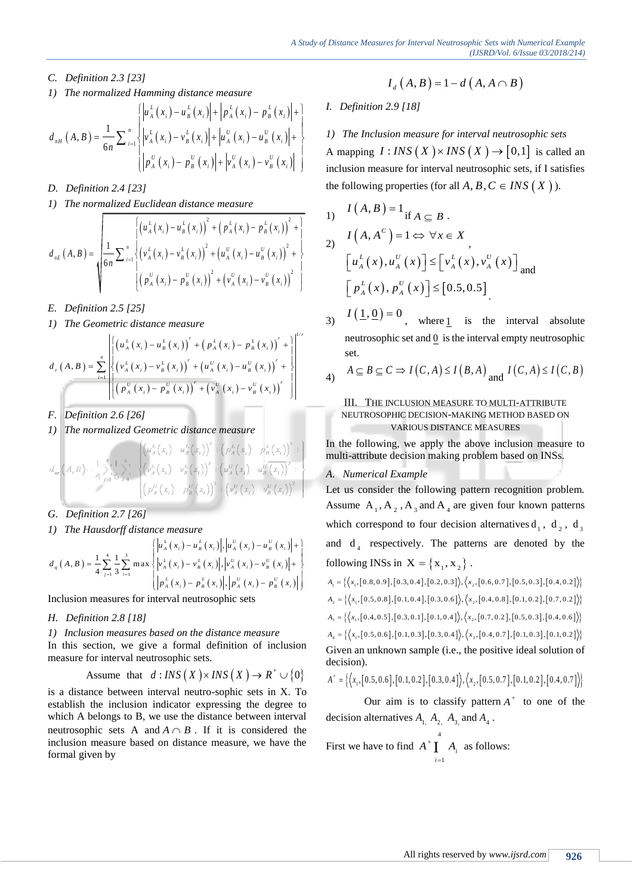### C. Definition 2.3 [23]

1) *The normalized Hamming distance measure*

$$d_{nH}(A,B)=\frac{1}{6n}\sum_{i=1}^{n}\left\{\begin{array}{l}\left|u_A^L(x_i)-u_B^L(x_i)\right|+\left|p_A^L(x_i)-p_B^L(x_i)\right|+\\ \left|v_A^L(x_i)-v_B^L(x_i)\right|+\left|u_A^U(x_i)-u_B^U(x_i)\right|+\\ \left|p_A^U(x_i)-p_B^U(x_i)\right|+\left|v_A^U(x_i)-v_B^U(x_i)\right|\end{array}\right\}$$

### D. Definition 2.4 [23]

1) *The normalized Euclidean distance measure*

$$d_{nE}(A,B)=\sqrt{\frac{1}{6n}\sum_{i=1}^{n}\left\{\begin{array}{l}\left(u_A^L(x_i)-u_B^L(x_i)\right)^2+\left(p_A^L(x_i)-p_B^L(x_i)\right)^2+\\ \left(v_A^L(x_i)-v_B^L(x_i)\right)^2+\left(u_A^U(x_i)-u_B^U(x_i)\right)^2+\\ \left(p_A^U(x_i)-p_B^U(x_i)\right)^2+\left(v_A^U(x_i)-v_B^U(x_i)\right)^2\end{array}\right\}}$$

### E. Definition 2.5 [25]

1) *The Geometric distance measure*

$$d_r(A,B)=\sum_{i=1}^{n}\left[\begin{array}{l}\left(u_A^L(x_i)-u_B^L(x_i)\right)^r+\left(p_A^L(x_i)-p_B^L(x_i)\right)^r+\\ \left(v_A^L(x_i)-v_B^L(x_i)\right)^r+\left(u_A^U(x_i)-u_B^U(x_i)\right)^r+\\ \left(p_A^U(x_i)-p_B^U(x_i)\right)^r+\left(v_A^U(x_i)-v_B^U(x_i)\right)^r\end{array}\right]^{1/r}$$

### F. Definition 2.6 [26]

1) *The normalized Geometric distance measure*

$$d_{nr}(A,B)=\frac{1}{4}\sum_{j=1}^{4}\frac{1}{6}\sum_{i=1}^{6}\left\{\begin{array}{l}\left(u_A^L(x_i)-u_B^L(x_i)\right)^2+\left(p_A^L(x_i)-p_B^L(x_i)\right)^2+\\ \left(v_A^L(x_i)-v_B^L(x_i)\right)^2+\left(u_A^U(x_i)-u_B^U(x_i)\right)^2+\\ \left(p_A^U(x_i)-p_B^U(x_i)\right)^2+\left(v_A^U(x_i)-v_B^U(x_i)\right)^2\end{array}\right\}$$

### G. Definition 2.7 [26]

1) *The Hausdorff distance measure*

$$d_q(A,B)=\frac{1}{4}\sum_{j=1}^{4}\frac{1}{3}\sum_{i=1}^{3}\max\left\{\begin{array}{l}\left|u_A^L(x_i)-u_B^L(x_i)\right|,\left|u_A^U(x_i)-u_B^U(x_i)\right|+\\ \left|v_A^L(x_i)-v_B^L(x_i)\right|,\left|v_A^U(x_i)-v_B^U(x_i)\right|+\\ \left|p_A^L(x_i)-p_B^L(x_i)\right|,\left|p_A^U(x_i)-p_B^U(x_i)\right|\end{array}\right\}$$

Inclusion measures for interval neutrosophic sets

### H. Definition 2.8 [18]

1) *Inclusion measures based on the distance measure*

In this section, we give a formal definition of inclusion measure for interval neutrosophic sets.

Assume that $d: INS(X)\times INS(X)\rightarrow R^+\cup\{0\}$ is a distance between interval neutro-sophic sets in X. To establish the inclusion indicator expressing the degree to which A belongs to B, we use the distance between interval neutrosophic sets A and $A\cap B$. If it is considered the inclusion measure based on distance measure, we have the formal given by

$$I_d(A,B)=1-d(A,A\cap B)$$

### I. Definition 2.9 [18]

1) *The Inclusion measure for interval neutrosophic sets*

A mapping $I: INS(X)\times INS(X)\rightarrow[0,1]$ is called an inclusion measure for interval neutrosophic sets, if it satisfies the following properties (for all $A,B,C\in INS(X)$).

1) $I(A,B)=1$ if $A\subseteq B$.
2) $I(A,A^C)=1\Leftrightarrow\forall x\in X$, $\left[u_A^L(x),u_A^U(x)\right]\le\left[v_A^L(x),v_A^U(x)\right]$ and $\left[p_A^L(x),p_A^U(x)\right]\le[0.5,0.5]$.
3) $I(\underline{1},\underline{0})=0$, where $\underline{1}$ is the interval absolute neutrosophic set and $\underline{0}$ is the interval empty neutrosophic set.
4) $A\subseteq B\subseteq C\Rightarrow I(C,A)\le I(B,A)$ and $I(C,A)\le I(C,B)$

## III. The Inclusion Measure to Multi-Attribute Neutrosophic Decision-Making Method Based on Various Distance Measures

In the following, we apply the above inclusion measure to multi-attribute decision making problem based on INSs.

### A. Numerical Example

Let us consider the following pattern recognition problem. Assume $A_1, A_2, A_3$ and $A_4$ are given four known patterns which correspond to four decision alternatives $d_1$, $d_2$, $d_3$ and $d_4$ respectively. The patterns are denoted by the following INSs in $X=\{x_1,x_2\}$.

$A_1=\{\langle x_1,[0.8,0.9],[0.3,0.4],[0.2,0.3]\rangle,\langle x_2,[0.6,0.7],[0.5,0.3],[0.4,0.2]\rangle\}$

$A_2=\{\langle x_1,[0.5,0.8],[0.1,0.4],[0.3,0.6]\rangle,\langle x_2,[0.4,0.8],[0.1,0.2],[0.7,0.2]\rangle\}$

$A_3=\{\langle x_1,[0.4,0.5],[0.3,0.1],[0.1,0.4]\rangle,\langle x_2,[0.7,0.2],[0.5,0.3],[0.4,0.6]\rangle\}$

$A_4=\{\langle x_1,[0.5,0.6],[0.1,0.3],[0.3,0.4]\rangle,\langle x_2,[0.4,0.7],[0.1,0.3],[0.1,0.2]\rangle\}$

Given an unknown sample (i.e., the positive ideal solution of decision).

$A^+=\{\langle x_1,[0.5,0.6],[0.1,0.2],[0.3,0.4]\rangle,\langle x_2,[0.5,0.7],[0.1,0.2],[0.4,0.7]\rangle\}$

Our aim is to classify pattern $A^+$ to one of the decision alternatives $A_1$, $A_2$, $A_3$ and $A_4$.

First we have to find $A^+\bigcap_{i=1}^{4} A_i$ as follows: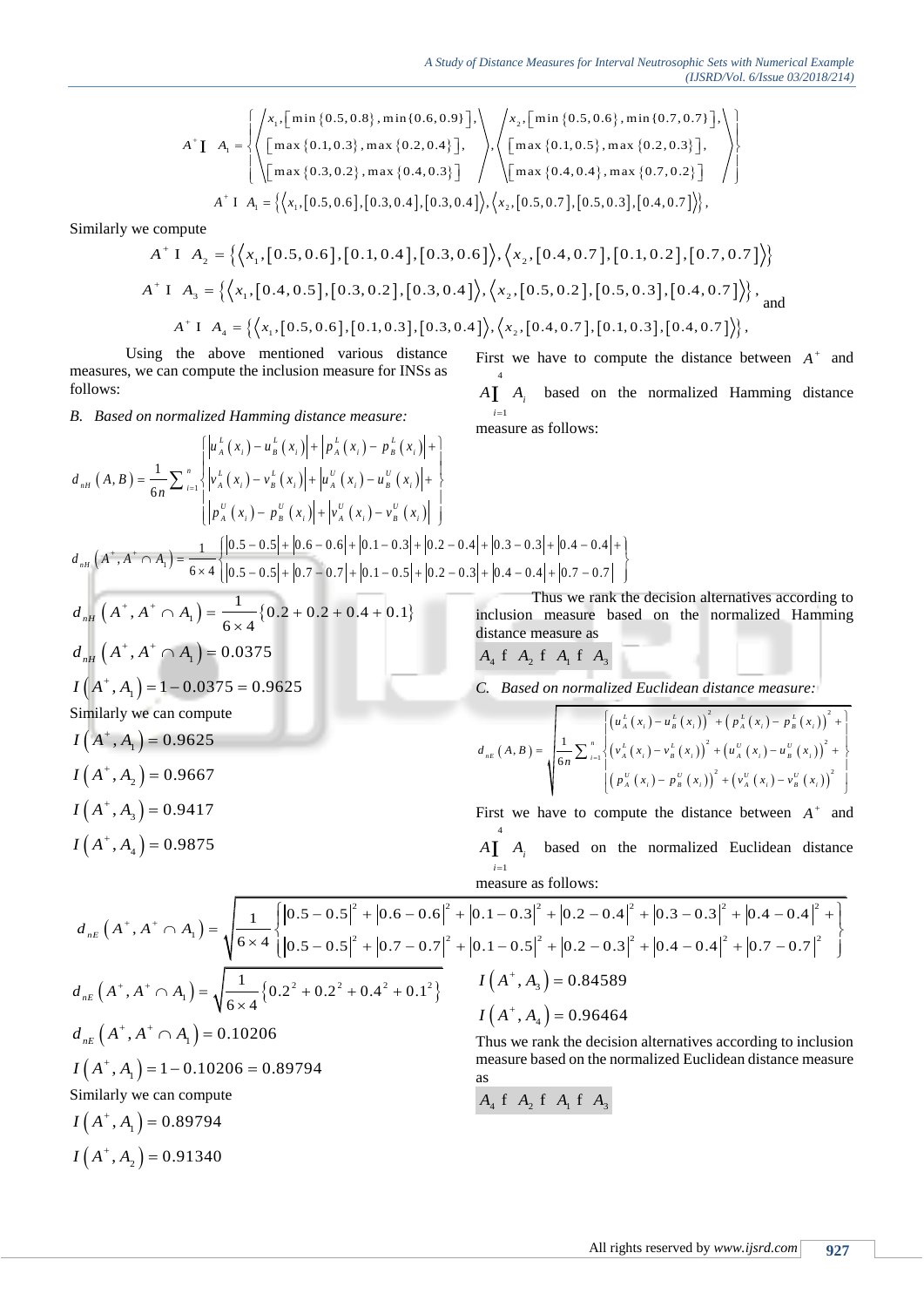$$A^+ \cap A_1 = \left\{ \left\langle \begin{array}{l} x_1, \left[\min\{0.5, 0.8\}, \min\{0.6, 0.9\}\right], \\ \left[\max\{0.1, 0.3\}, \max\{0.2, 0.4\}\right], \\ \left[\max\{0.3, 0.2\}, \max\{0.4, 0.3\}\right] \end{array} \right\rangle, \left\langle \begin{array}{l} x_2, \left[\min\{0.5, 0.6\}, \min\{0.7, 0.7\}\right], \\ \left[\max\{0.1, 0.5\}, \max\{0.2, 0.3\}\right], \\ \left[\max\{0.4, 0.4\}, \max\{0.7, 0.2\}\right] \end{array} \right\rangle \right\}$$

$$A^+ \cap A_1 = \left\{ \left\langle x_1, [0.5, 0.6], [0.3, 0.4], [0.3, 0.4] \right\rangle, \left\langle x_2, [0.5, 0.7], [0.5, 0.3], [0.4, 0.7] \right\rangle \right\},$$

Similarly we compute

$$A^+ \cap A_2 = \left\{ \left\langle x_1, [0.5, 0.6], [0.1, 0.4], [0.3, 0.6] \right\rangle, \left\langle x_2, [0.4, 0.7], [0.1, 0.2], [0.7, 0.7] \right\rangle \right\}$$

$$A^+ \cap A_3 = \left\{ \left\langle x_1, [0.4, 0.5], [0.3, 0.2], [0.3, 0.4] \right\rangle, \left\langle x_2, [0.5, 0.2], [0.5, 0.3], [0.4, 0.7] \right\rangle \right\}, \text{ and}$$

$$A^+ \cap A_4 = \left\{ \left\langle x_1, [0.5, 0.6], [0.1, 0.3], [0.3, 0.4] \right\rangle, \left\langle x_2, [0.4, 0.7], [0.1, 0.3], [0.4, 0.7] \right\rangle \right\},$$

Using the above mentioned various distance measures, we can compute the inclusion measure for INSs as follows:

*B. Based on normalized Hamming distance measure:*

$$d_{nH}(A, B) = \frac{1}{6n} \sum_{i=1}^{n} \left\{ \begin{array}{l} \left| u_A^L(x_i) - u_B^L(x_i) \right| + \left| p_A^L(x_i) - p_B^L(x_i) \right| + \\ \left| v_A^L(x_i) - v_B^L(x_i) \right| + \left| u_A^U(x_i) - u_B^U(x_i) \right| + \\ \left| p_A^U(x_i) - p_B^U(x_i) \right| + \left| v_A^U(x_i) - v_B^U(x_i) \right| \end{array} \right\}$$

First we have to compute the distance between $A^+$ and $A \bigcap_{i=1}^{4} A_i$ based on the normalized Hamming distance measure as follows:

$$d_{nH}(A^+, A^+ \cap A_1) = \frac{1}{6 \times 4} \left\{ \begin{array}{l} |0.5 - 0.5| + |0.6 - 0.6| + |0.1 - 0.3| + |0.2 - 0.4| + |0.3 - 0.3| + |0.4 - 0.4| + \\ |0.5 - 0.5| + |0.7 - 0.7| + |0.1 - 0.5| + |0.2 - 0.3| + |0.4 - 0.4| + |0.7 - 0.7| \end{array} \right\}$$

$$d_{nH}(A^+, A^+ \cap A_1) = \frac{1}{6 \times 4} \{0.2 + 0.2 + 0.4 + 0.1\}$$

$$d_{nH}(A^+, A^+ \cap A_1) = 0.0375$$

$$I(A^+, A_1) = 1 - 0.0375 = 0.9625$$

Similarly we can compute

$$I(A^+, A_1) = 0.9625$$

$$I(A^+, A_2) = 0.9667$$

$$I(A^+, A_3) = 0.9417$$

$$I(A^+, A_4) = 0.9875$$

Thus we rank the decision alternatives according to inclusion measure based on the normalized Hamming distance measure as

$$A_4 \succ A_2 \succ A_1 \succ A_3$$

*C. Based on normalized Euclidean distance measure:*

$$d_{nE}(A, B) = \sqrt{\frac{1}{6n} \sum_{i=1}^{n} \left\{ \begin{array}{l} \left( u_A^L(x_i) - u_B^L(x_i) \right)^2 + \left( p_A^L(x_i) - p_B^L(x_i) \right)^2 + \\ \left( v_A^L(x_i) - v_B^L(x_i) \right)^2 + \left( u_A^U(x_i) - u_B^U(x_i) \right)^2 + \\ \left( p_A^U(x_i) - p_B^U(x_i) \right)^2 + \left( v_A^U(x_i) - v_B^U(x_i) \right)^2 \end{array} \right\}}$$

First we have to compute the distance between $A^+$ and $A \bigcap_{i=1}^{4} A_i$ based on the normalized Euclidean distance measure as follows:

$$d_{nE}(A^+, A^+ \cap A_1) = \sqrt{\frac{1}{6 \times 4} \left\{ \begin{array}{l} |0.5 - 0.5|^2 + |0.6 - 0.6|^2 + |0.1 - 0.3|^2 + |0.2 - 0.4|^2 + |0.3 - 0.3|^2 + |0.4 - 0.4|^2 + \\ |0.5 - 0.5|^2 + |0.7 - 0.7|^2 + |0.1 - 0.5|^2 + |0.2 - 0.3|^2 + |0.4 - 0.4|^2 + |0.7 - 0.7|^2 \end{array} \right\}}$$

$$d_{nE}(A^+, A^+ \cap A_1) = \sqrt{\frac{1}{6 \times 4} \left\{ 0.2^2 + 0.2^2 + 0.4^2 + 0.1^2 \right\}}$$

$$d_{nE}(A^+, A^+ \cap A_1) = 0.10206$$

$$I(A^+, A_1) = 1 - 0.10206 = 0.89794$$

Similarly we can compute

$$I(A^+, A_1) = 0.89794$$

$$I(A^+, A_2) = 0.91340$$

$$I(A^+, A_3) = 0.84589$$

$$I(A^+, A_4) = 0.96464$$

Thus we rank the decision alternatives according to inclusion measure based on the normalized Euclidean distance measure as

$$A_4 \succ A_2 \succ A_1 \succ A_3$$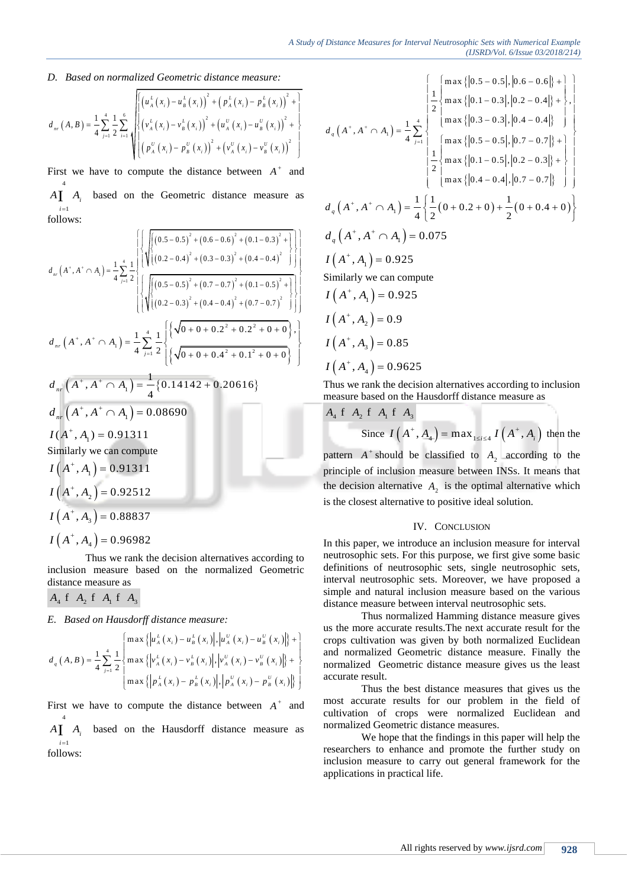*D. Based on normalized Geometric distance measure:*

$$d_{nr}(A,B)=\frac{1}{4}\sum_{j=1}^{4}\frac{1}{2}\sum_{i=1}^{6}\sqrt{\begin{Bmatrix}\left(u_A^L(x_i)-u_B^L(x_i)\right)^2+\left(p_A^L(x_i)-p_B^L(x_i)\right)^2+\\ \left(v_A^L(x_i)-v_B^L(x_i)\right)^2+\left(u_A^U(x_i)-u_B^U(x_i)\right)^2+\\ \left(p_A^U(x_i)-p_B^U(x_i)\right)^2+\left(v_A^U(x_i)-v_B^U(x_i)\right)^2\end{Bmatrix}}$$

First we have to compute the distance between $A^+$ and $A\bigcap_{i=1}^{4} A_i$ based on the Geometric distance measure as follows:

$$d_{nr}(A^+,A^+\cap A_1)=\frac{1}{4}\sum_{j=1}^{4}\frac{1}{2}\begin{Bmatrix}\left\{\sqrt{\begin{matrix}(0.5-0.5)^2+(0.6-0.6)^2+(0.1-0.3)^2+\\(0.2-0.4)^2+(0.3-0.3)^2+(0.4-0.4)^2\end{matrix}}\right\}\\ \left\{\sqrt{\begin{matrix}(0.5-0.5)^2+(0.7-0.7)^2+(0.1-0.5)^2+\\(0.2-0.3)^2+(0.4-0.4)^2+(0.7-0.7)^2\end{matrix}}\right\}\end{Bmatrix}$$

$$d_{nr}(A^+,A^+\cap A_1)=\frac{1}{4}\sum_{j=1}^{4}\frac{1}{2}\begin{Bmatrix}\left\{\sqrt{0+0+0.2^2+0.2^2+0+0}\right\},\\ \left\{\sqrt{0+0+0.4^2+0.1^2+0+0}\right\}\end{Bmatrix}$$

$$d_{nr}(A^+,A^+\cap A_1)=\frac{1}{4}\{0.14142+0.20616\}$$

$$d_{nr}(A^+,A^+\cap A_1)=0.08690$$

$$I(A^+,A_1)=0.91311$$

Similarly we can compute

$$I(A^+,A_1)=0.91311$$

$$I(A^+,A_2)=0.92512$$

$$I(A^+,A_3)=0.88837$$

$$I(A^+,A_4)=0.96982$$

Thus we rank the decision alternatives according to inclusion measure based on the normalized Geometric distance measure as

$A_4 \succ A_2 \succ A_1 \succ A_3$

*E. Based on Hausdorff distance measure:*

$$d_q(A,B)=\frac{1}{4}\sum_{j=1}^{4}\frac{1}{2}\begin{Bmatrix}\max\left\{\left|u_A^L(x_i)-u_B^L(x_i)\right|,\left|u_A^U(x_i)-u_B^U(x_i)\right|\right\}+\\ \max\left\{\left|v_A^L(x_i)-v_B^L(x_i)\right|,\left|v_A^U(x_i)-v_B^U(x_i)\right|\right\}+\\ \max\left\{\left|p_A^L(x_i)-p_B^L(x_i)\right|,\left|p_A^U(x_i)-p_B^U(x_i)\right|\right\}\end{Bmatrix}$$

First we have to compute the distance between $A^+$ and $A\bigcap_{i=1}^{4} A_i$ based on the Hausdorff distance measure as follows:

$$d_q(A^+,A^+\cap A_1)=\frac{1}{4}\sum_{j=1}^{4}\begin{Bmatrix}\frac{1}{2}\begin{Bmatrix}\max\{|0.5-0.5|,|0.6-0.6|\}+\\ \max\{|0.1-0.3|,|0.2-0.4|\}+\\ \max\{|0.3-0.3|,|0.4-0.4|\}\end{Bmatrix},\\ \frac{1}{2}\begin{Bmatrix}\max\{|0.5-0.5|,|0.7-0.7|\}+\\ \max\{|0.1-0.5|,|0.2-0.3|\}+\\ \max\{|0.4-0.4|,|0.7-0.7|\}\end{Bmatrix}\end{Bmatrix}$$

$$d_q(A^+,A^+\cap A_1)=\frac{1}{4}\left\{\frac{1}{2}(0+0.2+0)+\frac{1}{2}(0+0.4+0)\right\}$$

$$d_q(A^+,A^+\cap A_1)=0.075$$

$$I(A^+,A_1)=0.925$$

Similarly we can compute

$$I(A^+,A_1)=0.925$$

$$I(A^+,A_2)=0.9$$

$$I(A^+,A_3)=0.85$$

$$I(A^+,A_4)=0.9625$$

Thus we rank the decision alternatives according to inclusion measure based on the Hausdorff distance measure as

$A_4 \succ A_2 \succ A_1 \succ A_3$

Since $I(A^+,A_4)=\max_{1\le i\le 4} I(A^+,A_i)$ then the pattern $A^+$ should be classified to $A_2$ according to the principle of inclusion measure between INSs. It means that the decision alternative $A_2$ is the optimal alternative which is the closest alternative to positive ideal solution.

## IV. Conclusion

In this paper, we introduce an inclusion measure for interval neutrosophic sets. For this purpose, we first give some basic definitions of neutrosophic sets, single neutrosophic sets, interval neutrosophic sets. Moreover, we have proposed a simple and natural inclusion measure based on the various distance measure between interval neutrosophic sets.

Thus normalized Hamming distance measure gives us the more accurate results.The next accurate result for the crops cultivation was given by both normalized Euclidean and normalized Geometric distance measure. Finally the normalized Geometric distance measure gives us the least accurate result.

Thus the best distance measures that gives us the most accurate results for our problem in the field of cultivation of crops were normalized Euclidean and normalized Geometric distance measures.

We hope that the findings in this paper will help the researchers to enhance and promote the further study on inclusion measure to carry out general framework for the applications in practical life.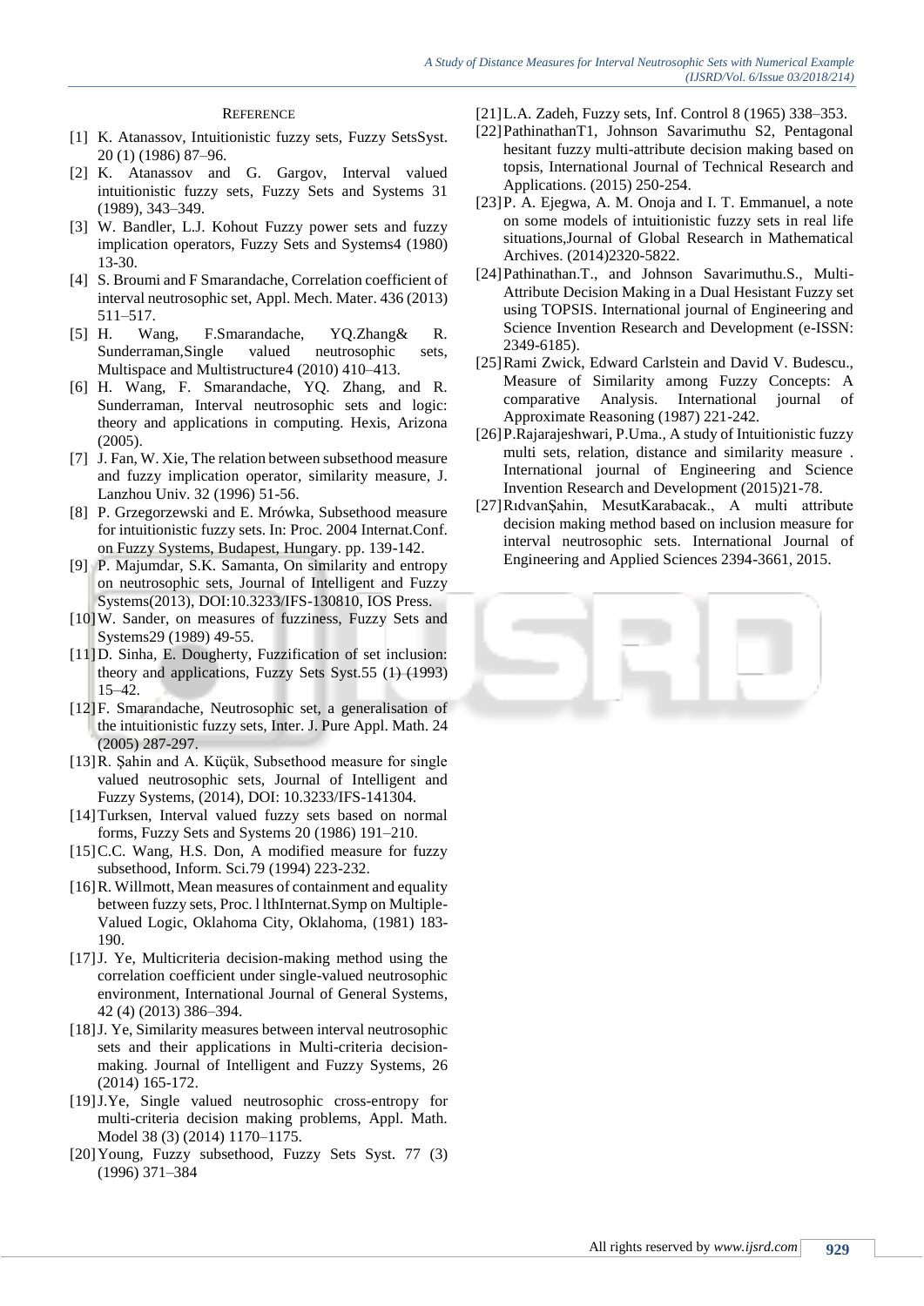## REFERENCE

[1] K. Atanassov, Intuitionistic fuzzy sets, Fuzzy SetsSyst. 20 (1) (1986) 87–96.

[2] K. Atanassov and G. Gargov, Interval valued intuitionistic fuzzy sets, Fuzzy Sets and Systems 31 (1989), 343–349.

[3] W. Bandler, L.J. Kohout Fuzzy power sets and fuzzy implication operators, Fuzzy Sets and Systems4 (1980) 13-30.

[4] S. Broumi and F Smarandache, Correlation coefficient of interval neutrosophic set, Appl. Mech. Mater. 436 (2013) 511–517.

[5] H. Wang, F.Smarandache, YQ.Zhang& R. Sunderraman,Single valued neutrosophic sets, Multispace and Multistructure4 (2010) 410–413.

[6] H. Wang, F. Smarandache, YQ. Zhang, and R. Sunderraman, Interval neutrosophic sets and logic: theory and applications in computing. Hexis, Arizona (2005).

[7] J. Fan, W. Xie, The relation between subsethood measure and fuzzy implication operator, similarity measure, J. Lanzhou Univ. 32 (1996) 51-56.

[8] P. Grzegorzewski and E. Mrówka, Subsethood measure for intuitionistic fuzzy sets. In: Proc. 2004 Internat.Conf. on Fuzzy Systems, Budapest, Hungary. pp. 139-142.

[9] P. Majumdar, S.K. Samanta, On similarity and entropy on neutrosophic sets, Journal of Intelligent and Fuzzy Systems(2013), DOI:10.3233/IFS-130810, IOS Press.

[10] W. Sander, on measures of fuzziness, Fuzzy Sets and Systems29 (1989) 49-55.

[11] D. Sinha, E. Dougherty, Fuzzification of set inclusion: theory and applications, Fuzzy Sets Syst.55 (1) (1993) 15–42.

[12] F. Smarandache, Neutrosophic set, a generalisation of the intuitionistic fuzzy sets, Inter. J. Pure Appl. Math. 24 (2005) 287-297.

[13] R. Şahin and A. Küçük, Subsethood measure for single valued neutrosophic sets, Journal of Intelligent and Fuzzy Systems, (2014), DOI: 10.3233/IFS-141304.

[14] Turksen, Interval valued fuzzy sets based on normal forms, Fuzzy Sets and Systems 20 (1986) 191–210.

[15] C.C. Wang, H.S. Don, A modified measure for fuzzy subsethood, Inform. Sci.79 (1994) 223-232.

[16] R. Willmott, Mean measures of containment and equality between fuzzy sets, Proc. l lthInternat.Symp on Multiple-Valued Logic, Oklahoma City, Oklahoma, (1981) 183-190.

[17] J. Ye, Multicriteria decision-making method using the correlation coefficient under single-valued neutrosophic environment, International Journal of General Systems, 42 (4) (2013) 386–394.

[18] J. Ye, Similarity measures between interval neutrosophic sets and their applications in Multi-criteria decision-making. Journal of Intelligent and Fuzzy Systems, 26 (2014) 165-172.

[19] J.Ye, Single valued neutrosophic cross-entropy for multi-criteria decision making problems, Appl. Math. Model 38 (3) (2014) 1170–1175.

[20] Young, Fuzzy subsethood, Fuzzy Sets Syst. 77 (3) (1996) 371–384

[21] L.A. Zadeh, Fuzzy sets, Inf. Control 8 (1965) 338–353.

[22] PathinathanT1, Johnson Savarimuthu S2, Pentagonal hesitant fuzzy multi-attribute decision making based on topsis, International Journal of Technical Research and Applications. (2015) 250-254.

[23] P. A. Ejegwa, A. M. Onoja and I. T. Emmanuel, a note on some models of intuitionistic fuzzy sets in real life situations,Journal of Global Research in Mathematical Archives. (2014)2320-5822.

[24] Pathinathan.T., and Johnson Savarimuthu.S., Multi-Attribute Decision Making in a Dual Hesistant Fuzzy set using TOPSIS. International journal of Engineering and Science Invention Research and Development (e-ISSN: 2349-6185).

[25] Rami Zwick, Edward Carlstein and David V. Budescu., Measure of Similarity among Fuzzy Concepts: A comparative Analysis. International journal of Approximate Reasoning (1987) 221-242.

[26] P.Rajarajeshwari, P.Uma., A study of Intuitionistic fuzzy multi sets, relation, distance and similarity measure . International journal of Engineering and Science Invention Research and Development (2015)21-78.

[27] RıdvanŞahin, MesutKarabacak., A multi attribute decision making method based on inclusion measure for interval neutrosophic sets. International Journal of Engineering and Applied Sciences 2394-3661, 2015.